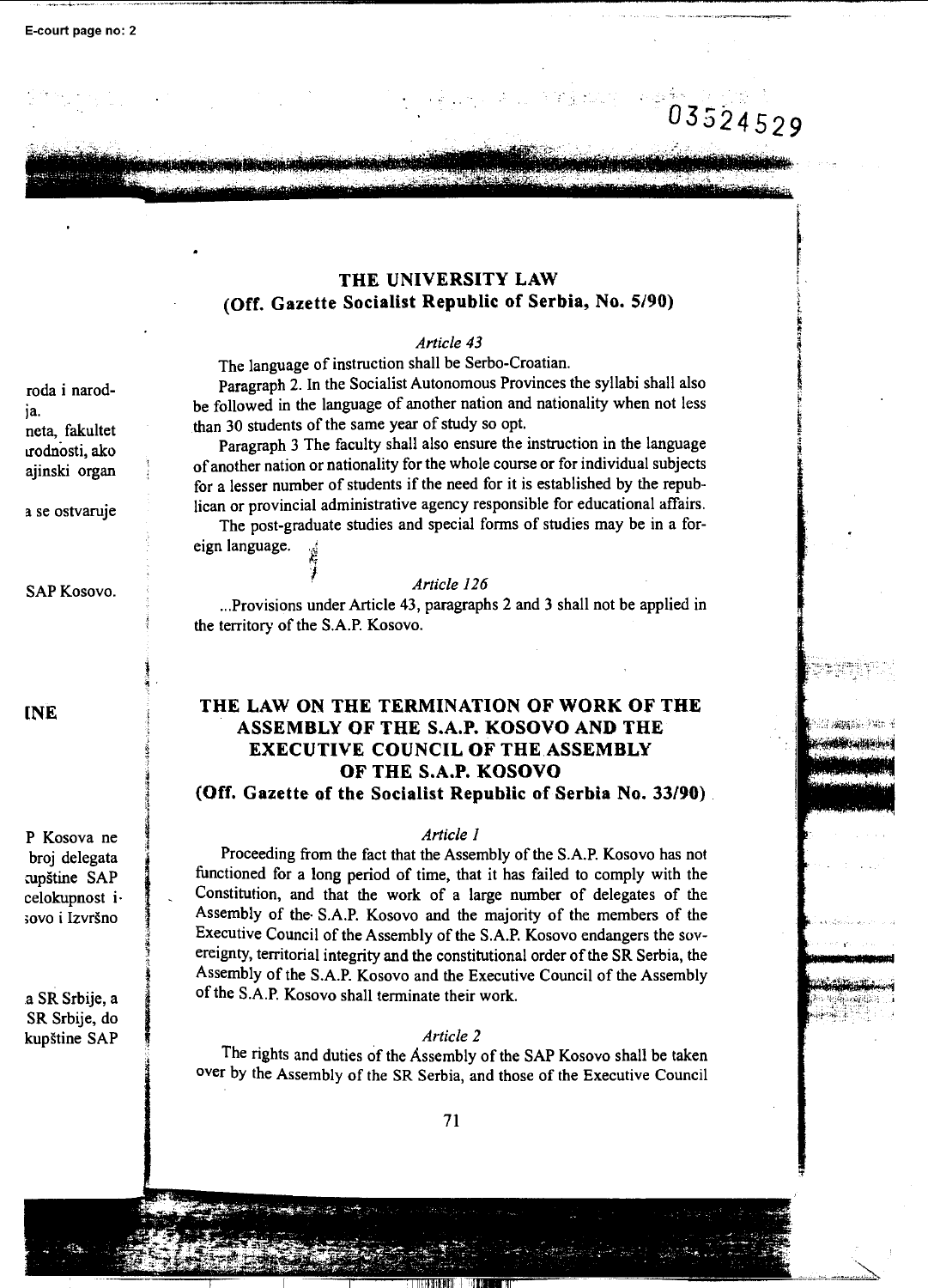## THE UNIVERSITY LAW
## (Off. Gazette Socialist Republic of Serbia, No. 5/90)

*Article 43*

The language of instruction shall be Serbo-Croatian.

Paragraph 2. In the Socialist Autonomous Provinces the syllabi shall also be followed in the language of another nation and nationality when not less than 30 students of the same year of study so opt.

Paragraph 3 The faculty shall also ensure the instruction in the language of another nation or nationality for the whole course or for individual subjects for a lesser number of students if the need for it is established by the republican or provincial administrative agency responsible for educational affairs.

The post-graduate studies and special forms of studies may be in a foreign language.

*Article 126*

...Provisions under Article 43, paragraphs 2 and 3 shall not be applied in the territory of the S.A.P. Kosovo.

## THE LAW ON THE TERMINATION OF WORK OF THE ASSEMBLY OF THE S.A.P. KOSOVO AND THE EXECUTIVE COUNCIL OF THE ASSEMBLY OF THE S.A.P. KOSOVO
## (Off. Gazette of the Socialist Republic of Serbia No. 33/90)

*Article 1*

Proceeding from the fact that the Assembly of the S.A.P. Kosovo has not functioned for a long period of time, that it has failed to comply with the Constitution, and that the work of a large number of delegates of the Assembly of the S.A.P. Kosovo and the majority of the members of the Executive Council of the Assembly of the S.A.P. Kosovo endangers the sovereignty, territorial integrity and the constitutional order of the SR Serbia, the Assembly of the S.A.P. Kosovo and the Executive Council of the Assembly of the S.A.P. Kosovo shall terminate their work.

*Article 2*

The rights and duties of the Assembly of the SAP Kosovo shall be taken over by the Assembly of the SR Serbia, and those of the Executive Council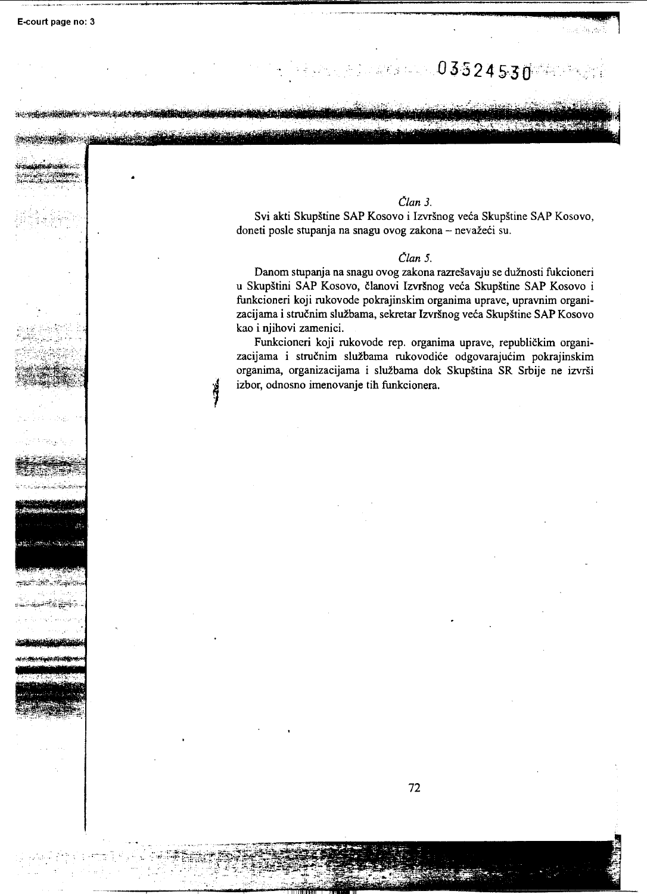*Član 3.*

Svi akti Skupštine SAP Kosovo i Izvršnog veća Skupštine SAP Kosovo, doneti posle stupanja na snagu ovog zakona – nevažeći su.

*Član 5.*

Danom stupanja na snagu ovog zakona razrešavaju se dužnosti fukcioneri u Skupštini SAP Kosovo, članovi Izvršnog veća Skupštine SAP Kosovo i funkcioneri koji rukovode pokrajinskim organima uprave, upravnim organizacijama i stručnim službama, sekretar Izvršnog veća Skupštine SAP Kosovo kao i njihovi zamenici.

Funkcioneri koji rukovode rep. organima uprave, republičkim organizacijama i stručnim službama rukovodiće odgovarajućim pokrajinskim organima, organizacijama i službama dok Skupština SR Srbije ne izvrši izbor, odnosno imenovanje tih funkcionera.